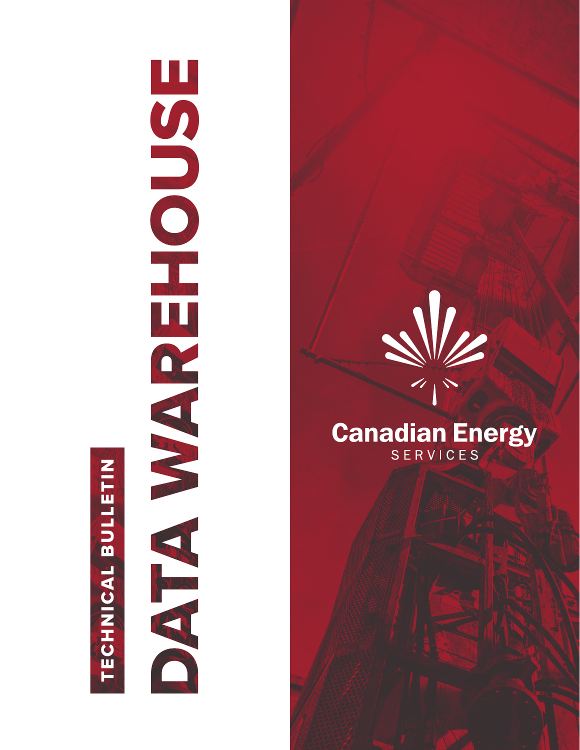# TECHNICAL BULLETIN

# DATA WAREHOUSE

Canadian Energy
SERVICES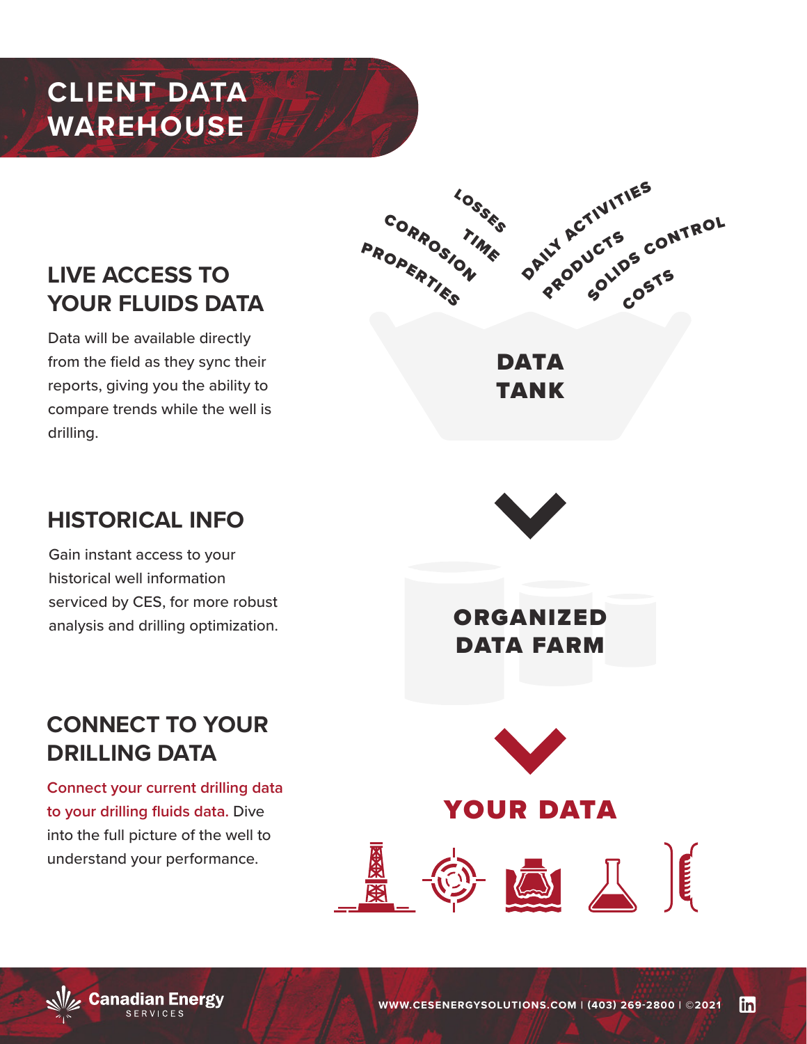# CLIENT DATA WAREHOUSE

## LIVE ACCESS TO YOUR FLUIDS DATA

Data will be available directly from the field as they sync their reports, giving you the ability to compare trends while the well is drilling.

## HISTORICAL INFO

Gain instant access to your historical well information serviced by CES, for more robust analysis and drilling optimization.

## CONNECT TO YOUR DRILLING DATA

Connect your current drilling data to your drilling fluids data. Dive into the full picture of the well to understand your performance.

LOSSES
CORROSION
TIME
PROPERTIES
DAILY ACTIVITIES
PRODUCTS
SOLIDS CONTROL
COSTS

DATA TANK

ORGANIZED DATA FARM

YOUR DATA

WWW.CESENERGYSOLUTIONS.COM | (403) 269-2800 | ©2021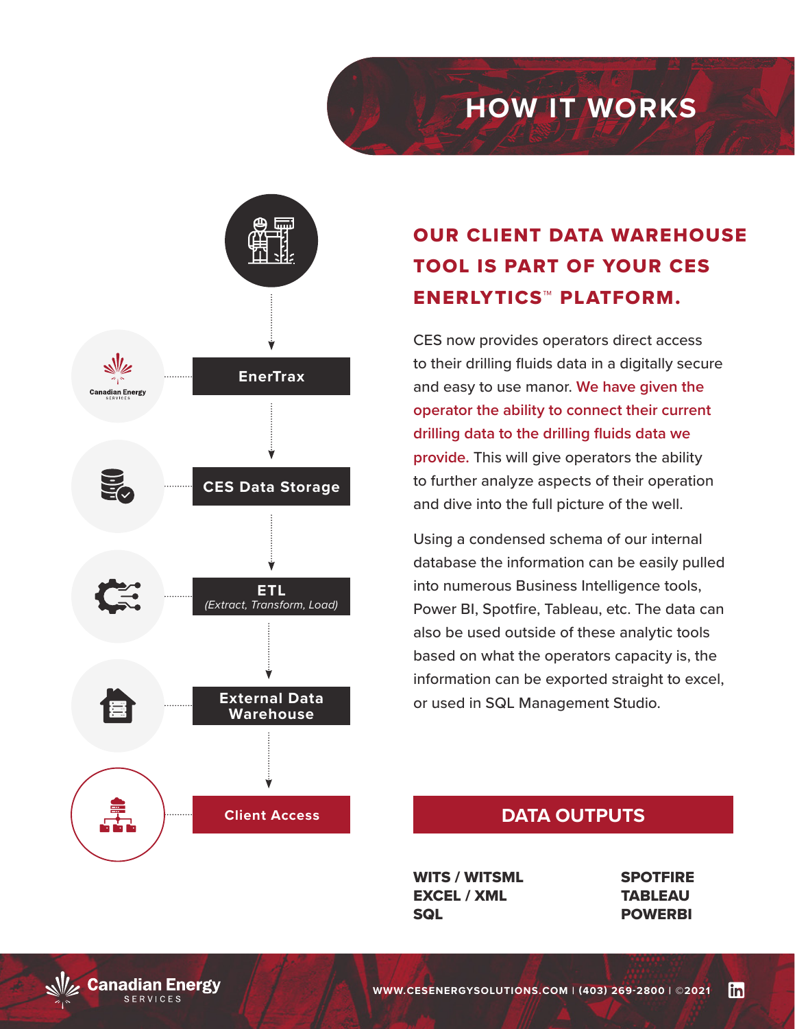# HOW IT WORKS

- EnerTrax
- CES Data Storage
- ETL *(Extract, Transform, Load)*
- External Data Warehouse
- Client Access

## OUR CLIENT DATA WAREHOUSE TOOL IS PART OF YOUR CES ENERLYTICS™ PLATFORM.

CES now provides operators direct access to their drilling fluids data in a digitally secure and easy to use manor. We have given the operator the ability to connect their current drilling data to the drilling fluids data we provide. This will give operators the ability to further analyze aspects of their operation and dive into the full picture of the well.

Using a condensed schema of our internal database the information can be easily pulled into numerous Business Intelligence tools, Power BI, Spotfire, Tableau, etc. The data can also be used outside of these analytic tools based on what the operators capacity is, the information can be exported straight to excel, or used in SQL Management Studio.

## DATA OUTPUTS

**WITS / WITSML**
**EXCEL / XML**
**SQL**

**SPOTFIRE**
**TABLEAU**
**POWERBI**

WWW.CESENERGYSOLUTIONS.COM | (403) 269-2800 | ©2021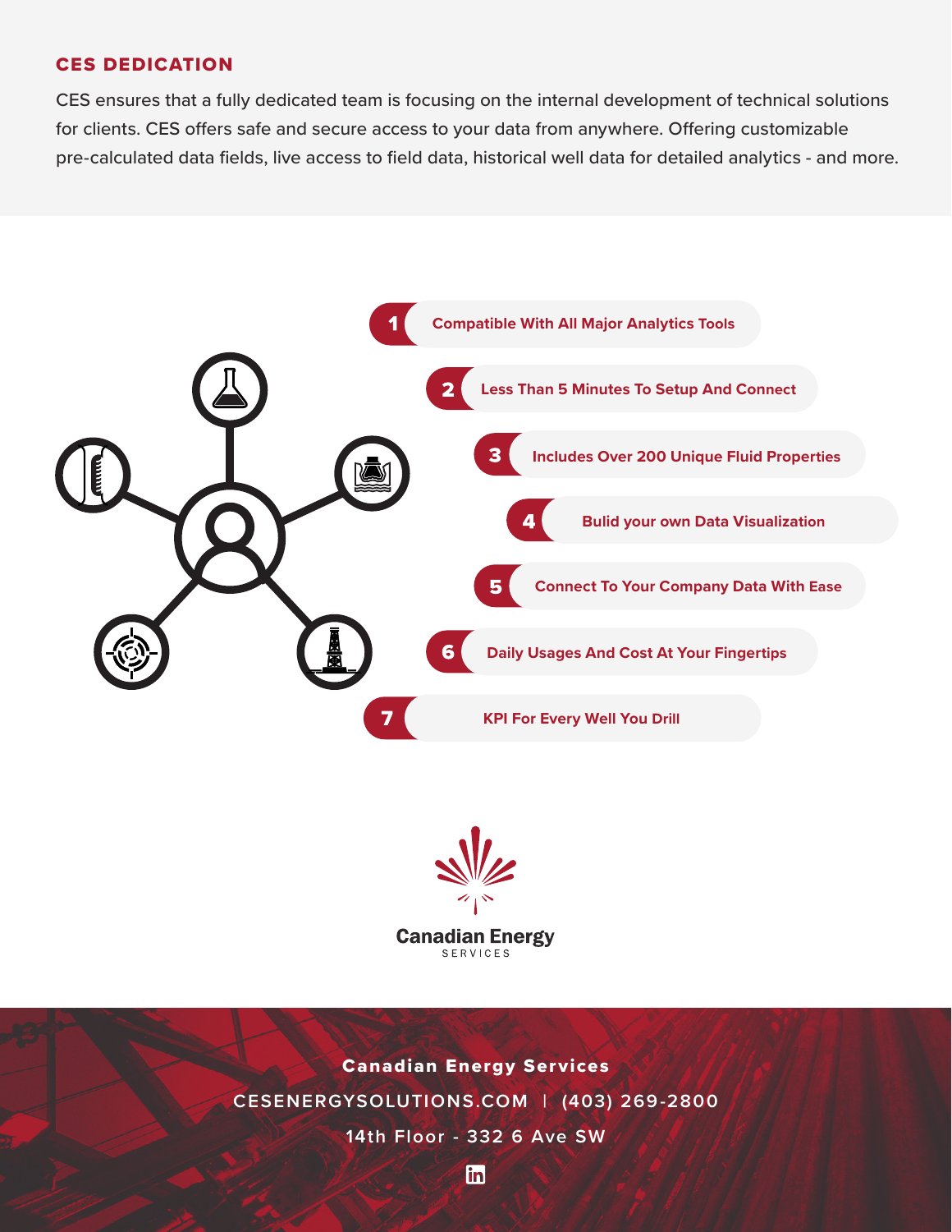## CES DEDICATION

CES ensures that a fully dedicated team is focusing on the internal development of technical solutions for clients. CES offers safe and secure access to your data from anywhere. Offering customizable pre-calculated data fields, live access to field data, historical well data for detailed analytics - and more.

1. Compatible With All Major Analytics Tools
2. Less Than 5 Minutes To Setup And Connect
3. Includes Over 200 Unique Fluid Properties
4. Bulid your own Data Visualization
5. Connect To Your Company Data With Ease
6. Daily Usages And Cost At Your Fingertips
7. KPI For Every Well You Drill

Canadian Energy
SERVICES

**Canadian Energy Services**

CESENERGYSOLUTIONS.COM | (403) 269-2800

14th Floor - 332 6 Ave SW